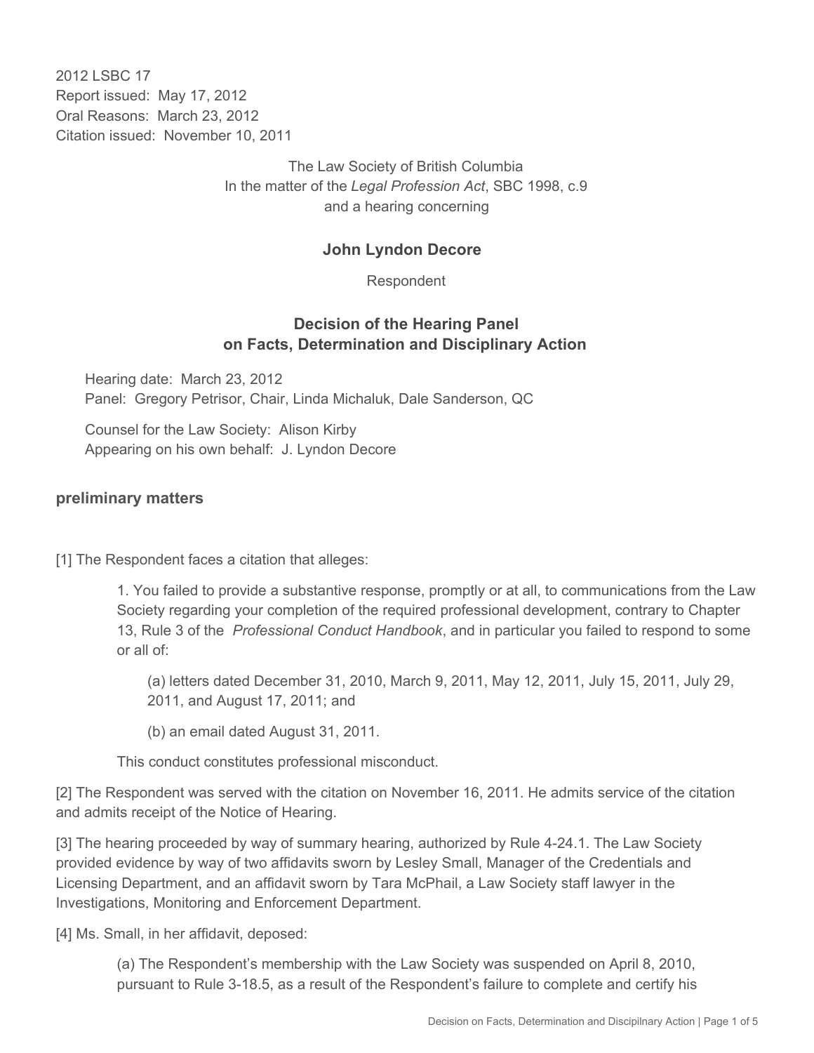2012 LSBC 17
Report issued: May 17, 2012
Oral Reasons: March 23, 2012
Citation issued: November 10, 2011

The Law Society of British Columbia
In the matter of the *Legal Profession Act*, SBC 1998, c.9
and a hearing concerning

**John Lyndon Decore**

Respondent

## Decision of the Hearing Panel on Facts, Determination and Disciplinary Action

Hearing date: March 23, 2012
Panel: Gregory Petrisor, Chair, Linda Michaluk, Dale Sanderson, QC

Counsel for the Law Society: Alison Kirby
Appearing on his own behalf: J. Lyndon Decore

### preliminary matters

[1] The Respondent faces a citation that alleges:

> 1. You failed to provide a substantive response, promptly or at all, to communications from the Law Society regarding your completion of the required professional development, contrary to Chapter 13, Rule 3 of the *Professional Conduct Handbook*, and in particular you failed to respond to some or all of:
>
> > (a) letters dated December 31, 2010, March 9, 2011, May 12, 2011, July 15, 2011, July 29, 2011, and August 17, 2011; and
> >
> > (b) an email dated August 31, 2011.
>
> This conduct constitutes professional misconduct.

[2] The Respondent was served with the citation on November 16, 2011. He admits service of the citation and admits receipt of the Notice of Hearing.

[3] The hearing proceeded by way of summary hearing, authorized by Rule 4-24.1. The Law Society provided evidence by way of two affidavits sworn by Lesley Small, Manager of the Credentials and Licensing Department, and an affidavit sworn by Tara McPhail, a Law Society staff lawyer in the Investigations, Monitoring and Enforcement Department.

[4] Ms. Small, in her affidavit, deposed:

> (a) The Respondent's membership with the Law Society was suspended on April 8, 2010, pursuant to Rule 3-18.5, as a result of the Respondent's failure to complete and certify his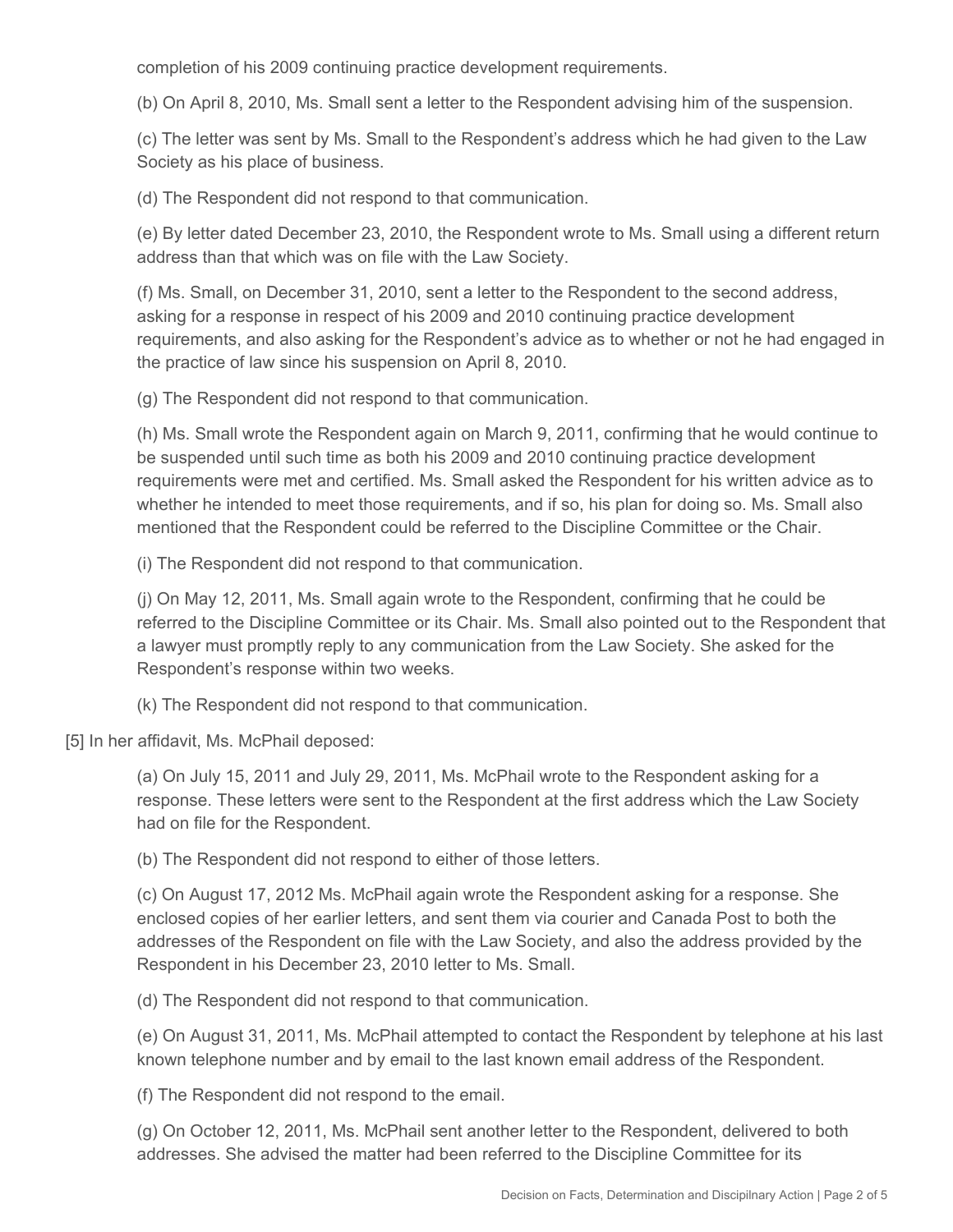completion of his 2009 continuing practice development requirements.

(b) On April 8, 2010, Ms. Small sent a letter to the Respondent advising him of the suspension.

(c) The letter was sent by Ms. Small to the Respondent's address which he had given to the Law Society as his place of business.

(d) The Respondent did not respond to that communication.

(e) By letter dated December 23, 2010, the Respondent wrote to Ms. Small using a different return address than that which was on file with the Law Society.

(f) Ms. Small, on December 31, 2010, sent a letter to the Respondent to the second address, asking for a response in respect of his 2009 and 2010 continuing practice development requirements, and also asking for the Respondent's advice as to whether or not he had engaged in the practice of law since his suspension on April 8, 2010.

(g) The Respondent did not respond to that communication.

(h) Ms. Small wrote the Respondent again on March 9, 2011, confirming that he would continue to be suspended until such time as both his 2009 and 2010 continuing practice development requirements were met and certified. Ms. Small asked the Respondent for his written advice as to whether he intended to meet those requirements, and if so, his plan for doing so. Ms. Small also mentioned that the Respondent could be referred to the Discipline Committee or the Chair.

(i) The Respondent did not respond to that communication.

(j) On May 12, 2011, Ms. Small again wrote to the Respondent, confirming that he could be referred to the Discipline Committee or its Chair. Ms. Small also pointed out to the Respondent that a lawyer must promptly reply to any communication from the Law Society. She asked for the Respondent's response within two weeks.

(k) The Respondent did not respond to that communication.

[5] In her affidavit, Ms. McPhail deposed:

(a) On July 15, 2011 and July 29, 2011, Ms. McPhail wrote to the Respondent asking for a response. These letters were sent to the Respondent at the first address which the Law Society had on file for the Respondent.

(b) The Respondent did not respond to either of those letters.

(c) On August 17, 2012 Ms. McPhail again wrote the Respondent asking for a response. She enclosed copies of her earlier letters, and sent them via courier and Canada Post to both the addresses of the Respondent on file with the Law Society, and also the address provided by the Respondent in his December 23, 2010 letter to Ms. Small.

(d) The Respondent did not respond to that communication.

(e) On August 31, 2011, Ms. McPhail attempted to contact the Respondent by telephone at his last known telephone number and by email to the last known email address of the Respondent.

(f) The Respondent did not respond to the email.

(g) On October 12, 2011, Ms. McPhail sent another letter to the Respondent, delivered to both addresses. She advised the matter had been referred to the Discipline Committee for its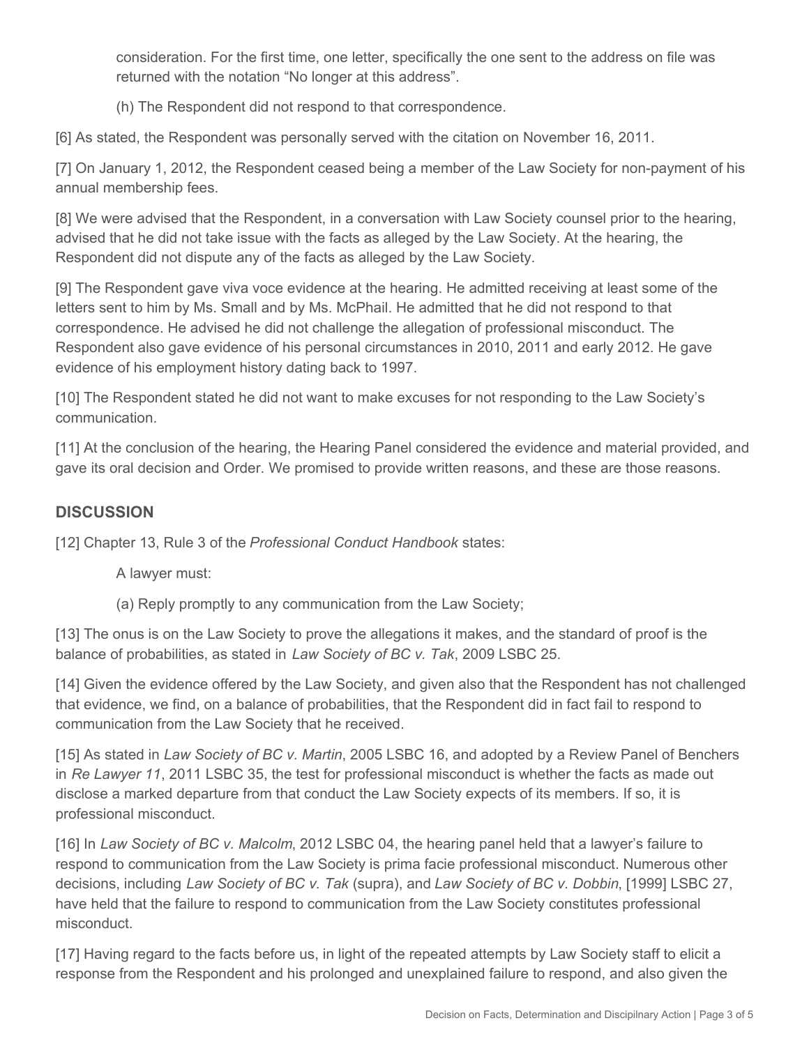consideration. For the first time, one letter, specifically the one sent to the address on file was returned with the notation "No longer at this address".

(h) The Respondent did not respond to that correspondence.

[6] As stated, the Respondent was personally served with the citation on November 16, 2011.

[7] On January 1, 2012, the Respondent ceased being a member of the Law Society for non-payment of his annual membership fees.

[8] We were advised that the Respondent, in a conversation with Law Society counsel prior to the hearing, advised that he did not take issue with the facts as alleged by the Law Society. At the hearing, the Respondent did not dispute any of the facts as alleged by the Law Society.

[9] The Respondent gave viva voce evidence at the hearing. He admitted receiving at least some of the letters sent to him by Ms. Small and by Ms. McPhail. He admitted that he did not respond to that correspondence. He advised he did not challenge the allegation of professional misconduct. The Respondent also gave evidence of his personal circumstances in 2010, 2011 and early 2012. He gave evidence of his employment history dating back to 1997.

[10] The Respondent stated he did not want to make excuses for not responding to the Law Society's communication.

[11] At the conclusion of the hearing, the Hearing Panel considered the evidence and material provided, and gave its oral decision and Order. We promised to provide written reasons, and these are those reasons.

## DISCUSSION

[12] Chapter 13, Rule 3 of the *Professional Conduct Handbook* states:

A lawyer must:

(a) Reply promptly to any communication from the Law Society;

[13] The onus is on the Law Society to prove the allegations it makes, and the standard of proof is the balance of probabilities, as stated in *Law Society of BC v. Tak*, 2009 LSBC 25.

[14] Given the evidence offered by the Law Society, and given also that the Respondent has not challenged that evidence, we find, on a balance of probabilities, that the Respondent did in fact fail to respond to communication from the Law Society that he received.

[15] As stated in *Law Society of BC v. Martin*, 2005 LSBC 16, and adopted by a Review Panel of Benchers in *Re Lawyer 11*, 2011 LSBC 35, the test for professional misconduct is whether the facts as made out disclose a marked departure from that conduct the Law Society expects of its members. If so, it is professional misconduct.

[16] In *Law Society of BC v. Malcolm*, 2012 LSBC 04, the hearing panel held that a lawyer's failure to respond to communication from the Law Society is prima facie professional misconduct. Numerous other decisions, including *Law Society of BC v. Tak* (supra), and *Law Society of BC v. Dobbin*, [1999] LSBC 27, have held that the failure to respond to communication from the Law Society constitutes professional misconduct.

[17] Having regard to the facts before us, in light of the repeated attempts by Law Society staff to elicit a response from the Respondent and his prolonged and unexplained failure to respond, and also given the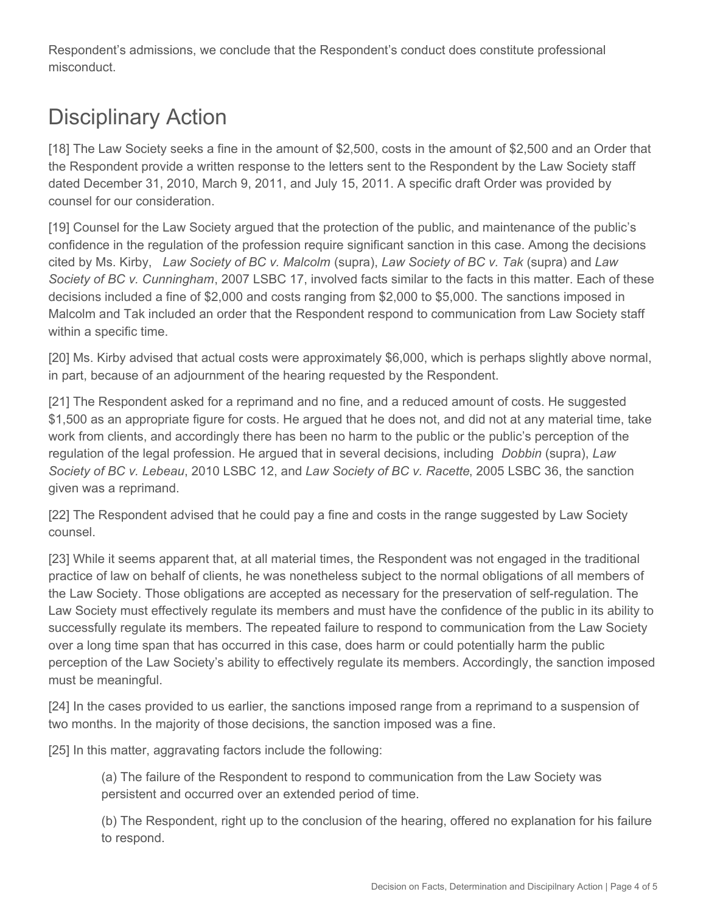Respondent's admissions, we conclude that the Respondent's conduct does constitute professional misconduct.

# Disciplinary Action

[18] The Law Society seeks a fine in the amount of $2,500, costs in the amount of $2,500 and an Order that the Respondent provide a written response to the letters sent to the Respondent by the Law Society staff dated December 31, 2010, March 9, 2011, and July 15, 2011. A specific draft Order was provided by counsel for our consideration.

[19] Counsel for the Law Society argued that the protection of the public, and maintenance of the public's confidence in the regulation of the profession require significant sanction in this case. Among the decisions cited by Ms. Kirby, *Law Society of BC v. Malcolm* (supra), *Law Society of BC v. Tak* (supra) and *Law Society of BC v. Cunningham*, 2007 LSBC 17, involved facts similar to the facts in this matter. Each of these decisions included a fine of $2,000 and costs ranging from $2,000 to $5,000. The sanctions imposed in Malcolm and Tak included an order that the Respondent respond to communication from Law Society staff within a specific time.

[20] Ms. Kirby advised that actual costs were approximately $6,000, which is perhaps slightly above normal, in part, because of an adjournment of the hearing requested by the Respondent.

[21] The Respondent asked for a reprimand and no fine, and a reduced amount of costs. He suggested $1,500 as an appropriate figure for costs. He argued that he does not, and did not at any material time, take work from clients, and accordingly there has been no harm to the public or the public's perception of the regulation of the legal profession. He argued that in several decisions, including *Dobbin* (supra), *Law Society of BC v. Lebeau*, 2010 LSBC 12, and *Law Society of BC v. Racette*, 2005 LSBC 36, the sanction given was a reprimand.

[22] The Respondent advised that he could pay a fine and costs in the range suggested by Law Society counsel.

[23] While it seems apparent that, at all material times, the Respondent was not engaged in the traditional practice of law on behalf of clients, he was nonetheless subject to the normal obligations of all members of the Law Society. Those obligations are accepted as necessary for the preservation of self-regulation. The Law Society must effectively regulate its members and must have the confidence of the public in its ability to successfully regulate its members. The repeated failure to respond to communication from the Law Society over a long time span that has occurred in this case, does harm or could potentially harm the public perception of the Law Society's ability to effectively regulate its members. Accordingly, the sanction imposed must be meaningful.

[24] In the cases provided to us earlier, the sanctions imposed range from a reprimand to a suspension of two months. In the majority of those decisions, the sanction imposed was a fine.

[25] In this matter, aggravating factors include the following:

(a) The failure of the Respondent to respond to communication from the Law Society was persistent and occurred over an extended period of time.

(b) The Respondent, right up to the conclusion of the hearing, offered no explanation for his failure to respond.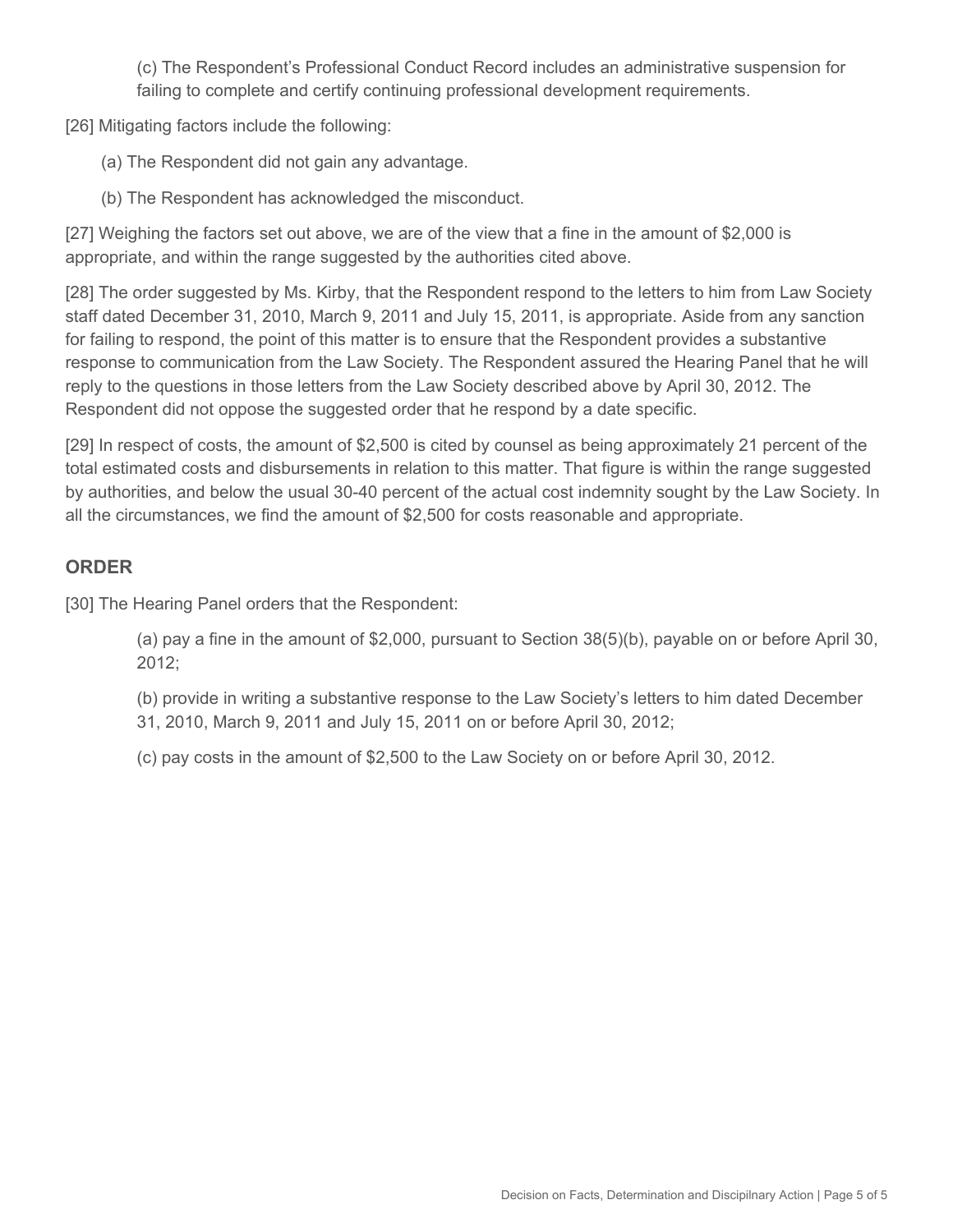(c) The Respondent's Professional Conduct Record includes an administrative suspension for failing to complete and certify continuing professional development requirements.

[26] Mitigating factors include the following:

(a) The Respondent did not gain any advantage.

(b) The Respondent has acknowledged the misconduct.

[27] Weighing the factors set out above, we are of the view that a fine in the amount of $2,000 is appropriate, and within the range suggested by the authorities cited above.

[28] The order suggested by Ms. Kirby, that the Respondent respond to the letters to him from Law Society staff dated December 31, 2010, March 9, 2011 and July 15, 2011, is appropriate. Aside from any sanction for failing to respond, the point of this matter is to ensure that the Respondent provides a substantive response to communication from the Law Society. The Respondent assured the Hearing Panel that he will reply to the questions in those letters from the Law Society described above by April 30, 2012. The Respondent did not oppose the suggested order that he respond by a date specific.

[29] In respect of costs, the amount of $2,500 is cited by counsel as being approximately 21 percent of the total estimated costs and disbursements in relation to this matter. That figure is within the range suggested by authorities, and below the usual 30-40 percent of the actual cost indemnity sought by the Law Society. In all the circumstances, we find the amount of $2,500 for costs reasonable and appropriate.

## ORDER

[30] The Hearing Panel orders that the Respondent:

(a) pay a fine in the amount of $2,000, pursuant to Section 38(5)(b), payable on or before April 30, 2012;

(b) provide in writing a substantive response to the Law Society's letters to him dated December 31, 2010, March 9, 2011 and July 15, 2011 on or before April 30, 2012;

(c) pay costs in the amount of $2,500 to the Law Society on or before April 30, 2012.